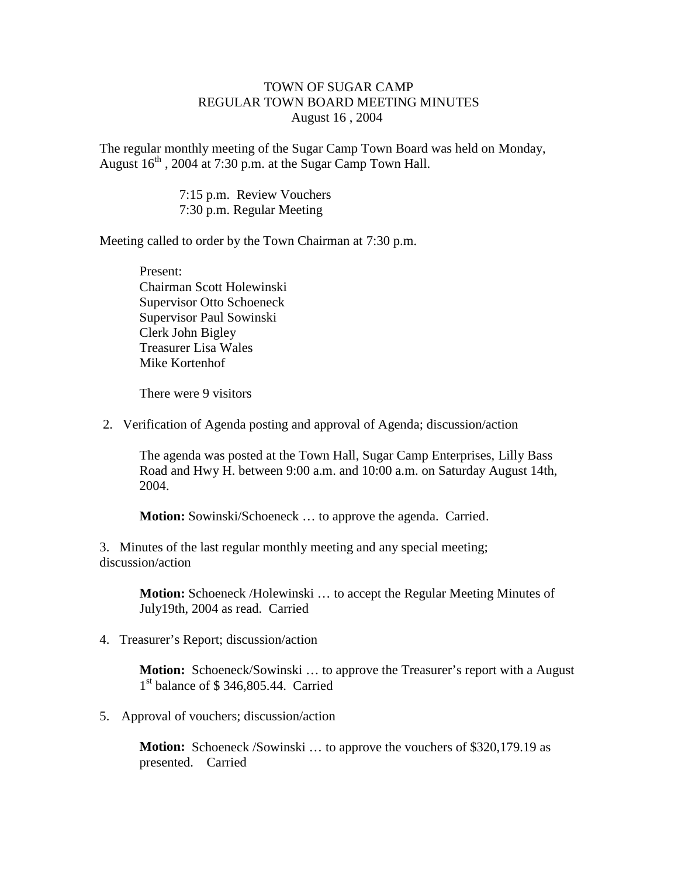# TOWN OF SUGAR CAMP
## REGULAR TOWN BOARD MEETING MINUTES
### August 16 , 2004

The regular monthly meeting of the Sugar Camp Town Board was held on Monday, August 16th , 2004 at 7:30 p.m. at the Sugar Camp Town Hall.

7:15 p.m. Review Vouchers
7:30 p.m. Regular Meeting

Meeting called to order by the Town Chairman at 7:30 p.m.

Present:
Chairman Scott Holewinski
Supervisor Otto Schoeneck
Supervisor Paul Sowinski
Clerk John Bigley
Treasurer Lisa Wales
Mike Kortenhof

There were 9 visitors

2. Verification of Agenda posting and approval of Agenda; discussion/action

The agenda was posted at the Town Hall, Sugar Camp Enterprises, Lilly Bass Road and Hwy H. between 9:00 a.m. and 10:00 a.m. on Saturday August 14th, 2004.

**Motion:** Sowinski/Schoeneck … to approve the agenda. Carried.

3. Minutes of the last regular monthly meeting and any special meeting; discussion/action

**Motion:** Schoeneck /Holewinski … to accept the Regular Meeting Minutes of July19th, 2004 as read. Carried

4. Treasurer's Report; discussion/action

**Motion:** Schoeneck/Sowinski … to approve the Treasurer's report with a August 1st balance of $ 346,805.44. Carried

5. Approval of vouchers; discussion/action

**Motion:** Schoeneck /Sowinski … to approve the vouchers of $320,179.19 as presented. Carried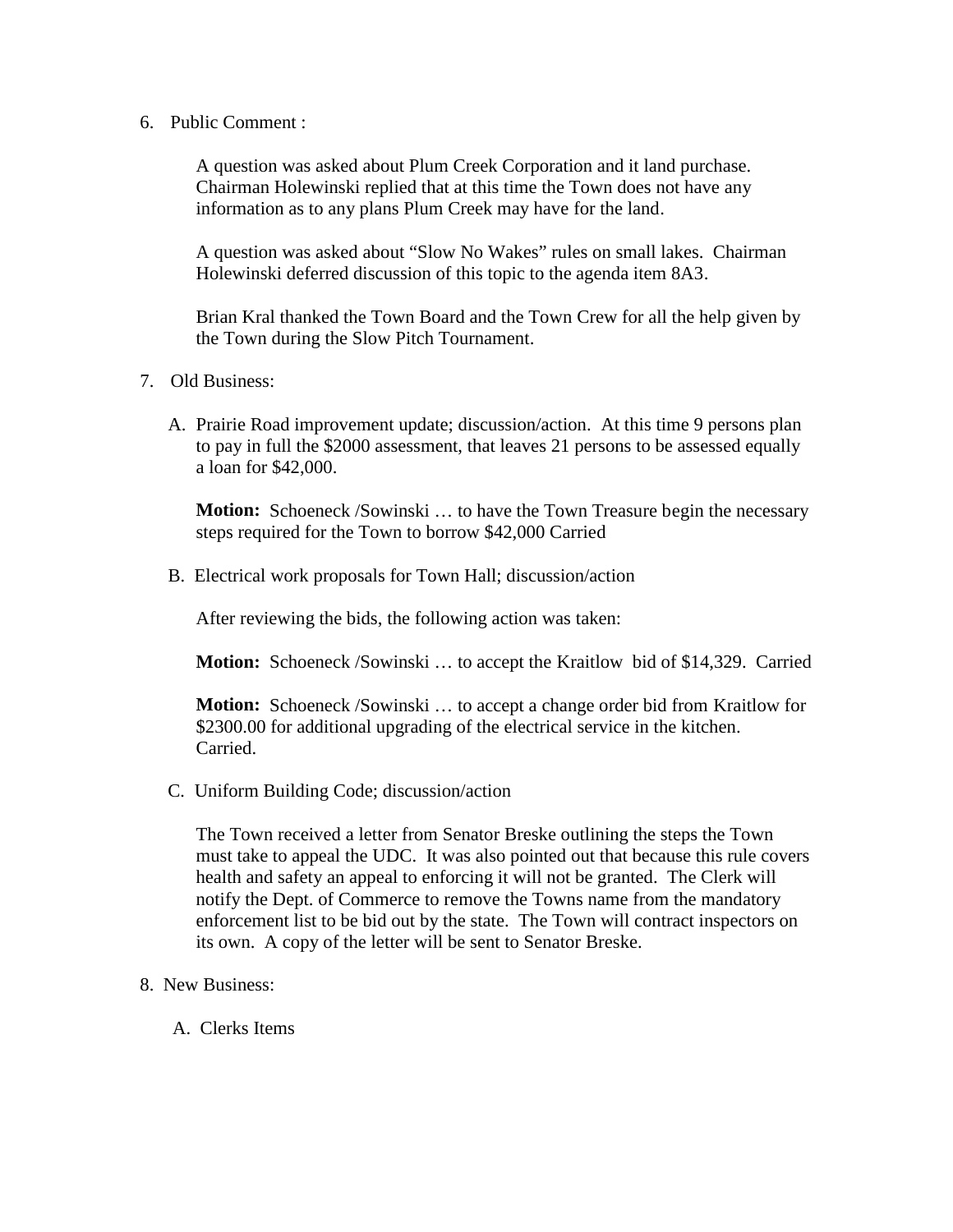6. Public Comment :

   A question was asked about Plum Creek Corporation and it land purchase. Chairman Holewinski replied that at this time the Town does not have any information as to any plans Plum Creek may have for the land.

   A question was asked about "Slow No Wakes" rules on small lakes. Chairman Holewinski deferred discussion of this topic to the agenda item 8A3.

   Brian Kral thanked the Town Board and the Town Crew for all the help given by the Town during the Slow Pitch Tournament.

7. Old Business:

   A. Prairie Road improvement update; discussion/action. At this time 9 persons plan to pay in full the $2000 assessment, that leaves 21 persons to be assessed equally a loan for $42,000.

      **Motion:** Schoeneck /Sowinski … to have the Town Treasure begin the necessary steps required for the Town to borrow $42,000 Carried

   B. Electrical work proposals for Town Hall; discussion/action

      After reviewing the bids, the following action was taken:

      **Motion:** Schoeneck /Sowinski … to accept the Kraitlow bid of $14,329. Carried

      **Motion:** Schoeneck /Sowinski … to accept a change order bid from Kraitlow for $2300.00 for additional upgrading of the electrical service in the kitchen. Carried.

   C. Uniform Building Code; discussion/action

      The Town received a letter from Senator Breske outlining the steps the Town must take to appeal the UDC. It was also pointed out that because this rule covers health and safety an appeal to enforcing it will not be granted. The Clerk will notify the Dept. of Commerce to remove the Towns name from the mandatory enforcement list to be bid out by the state. The Town will contract inspectors on its own. A copy of the letter will be sent to Senator Breske.

8. New Business:

   A. Clerks Items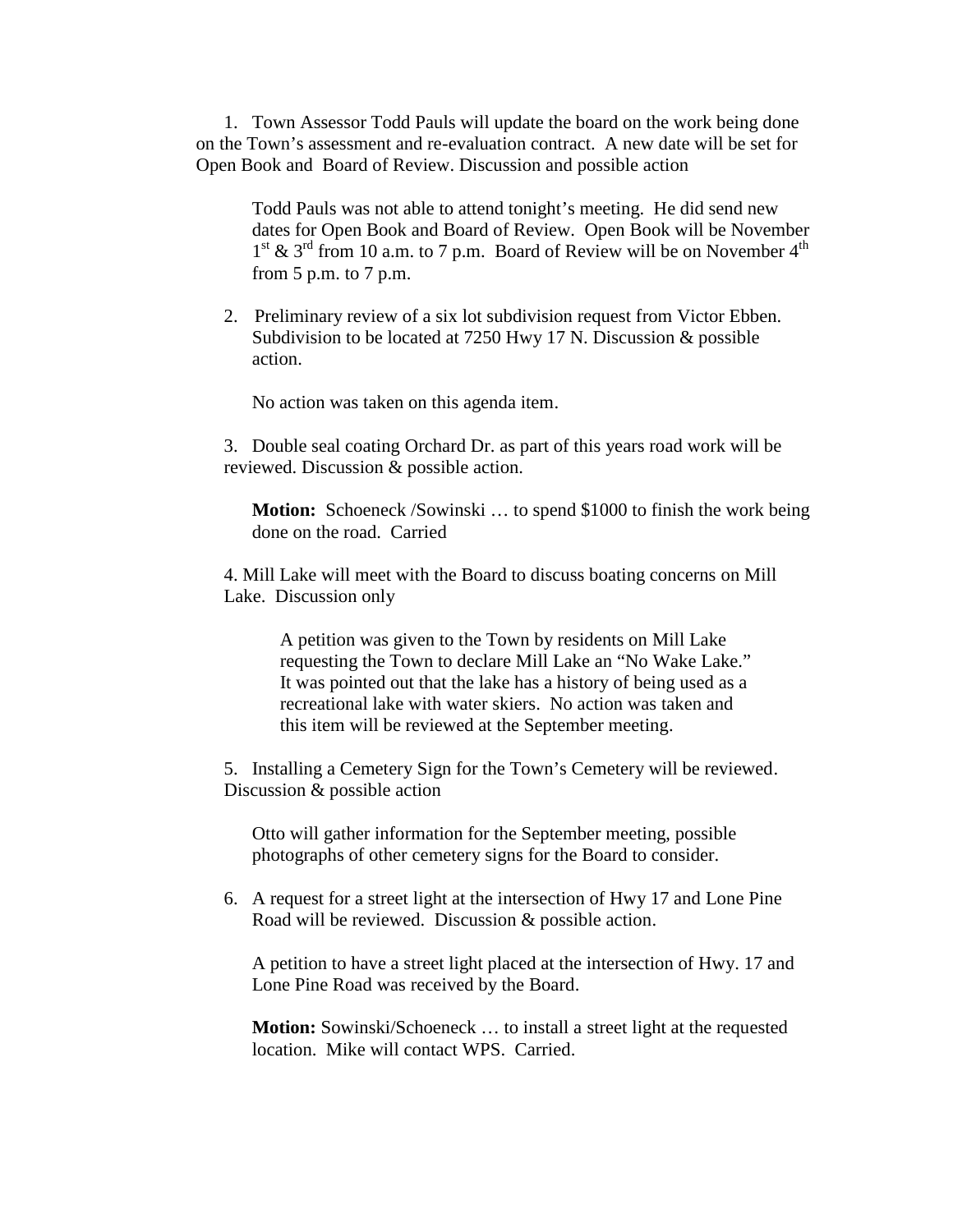1. Town Assessor Todd Pauls will update the board on the work being done on the Town's assessment and re-evaluation contract. A new date will be set for Open Book and Board of Review. Discussion and possible action

   Todd Pauls was not able to attend tonight's meeting. He did send new dates for Open Book and Board of Review. Open Book will be November 1st & 3rd from 10 a.m. to 7 p.m. Board of Review will be on November 4th from 5 p.m. to 7 p.m.

2. Preliminary review of a six lot subdivision request from Victor Ebben. Subdivision to be located at 7250 Hwy 17 N. Discussion & possible action.

   No action was taken on this agenda item.

3. Double seal coating Orchard Dr. as part of this years road work will be reviewed. Discussion & possible action.

   **Motion:** Schoeneck /Sowinski … to spend $1000 to finish the work being done on the road. Carried

4. Mill Lake will meet with the Board to discuss boating concerns on Mill Lake. Discussion only

   A petition was given to the Town by residents on Mill Lake requesting the Town to declare Mill Lake an "No Wake Lake." It was pointed out that the lake has a history of being used as a recreational lake with water skiers. No action was taken and this item will be reviewed at the September meeting.

5. Installing a Cemetery Sign for the Town's Cemetery will be reviewed. Discussion & possible action

   Otto will gather information for the September meeting, possible photographs of other cemetery signs for the Board to consider.

6. A request for a street light at the intersection of Hwy 17 and Lone Pine Road will be reviewed. Discussion & possible action.

   A petition to have a street light placed at the intersection of Hwy. 17 and Lone Pine Road was received by the Board.

   **Motion:** Sowinski/Schoeneck … to install a street light at the requested location. Mike will contact WPS. Carried.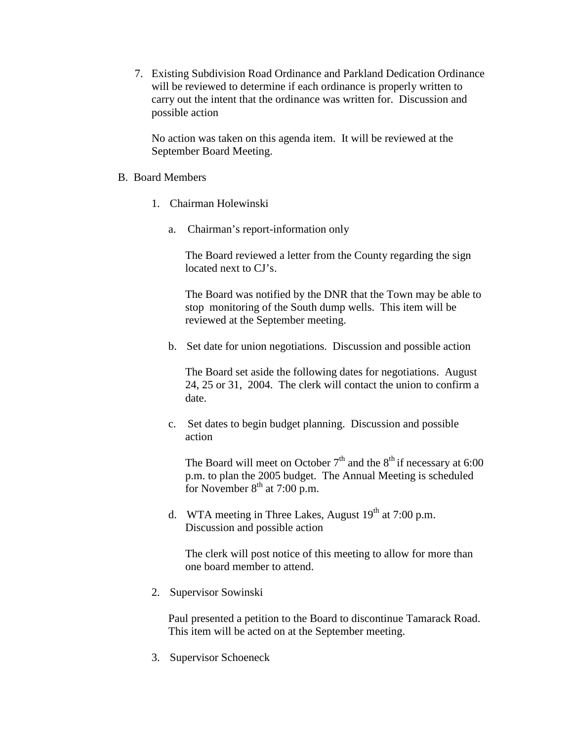7. Existing Subdivision Road Ordinance and Parkland Dedication Ordinance will be reviewed to determine if each ordinance is properly written to carry out the intent that the ordinance was written for. Discussion and possible action

   No action was taken on this agenda item. It will be reviewed at the September Board Meeting.

B. Board Members

   1. Chairman Holewinski

      a. Chairman's report-information only

         The Board reviewed a letter from the County regarding the sign located next to CJ's.

         The Board was notified by the DNR that the Town may be able to stop monitoring of the South dump wells. This item will be reviewed at the September meeting.

      b. Set date for union negotiations. Discussion and possible action

         The Board set aside the following dates for negotiations. August 24, 25 or 31, 2004. The clerk will contact the union to confirm a date.

      c. Set dates to begin budget planning. Discussion and possible action

         The Board will meet on October 7th and the 8th if necessary at 6:00 p.m. to plan the 2005 budget. The Annual Meeting is scheduled for November 8th at 7:00 p.m.

      d. WTA meeting in Three Lakes, August 19th at 7:00 p.m. Discussion and possible action

         The clerk will post notice of this meeting to allow for more than one board member to attend.

   2. Supervisor Sowinski

      Paul presented a petition to the Board to discontinue Tamarack Road. This item will be acted on at the September meeting.

   3. Supervisor Schoeneck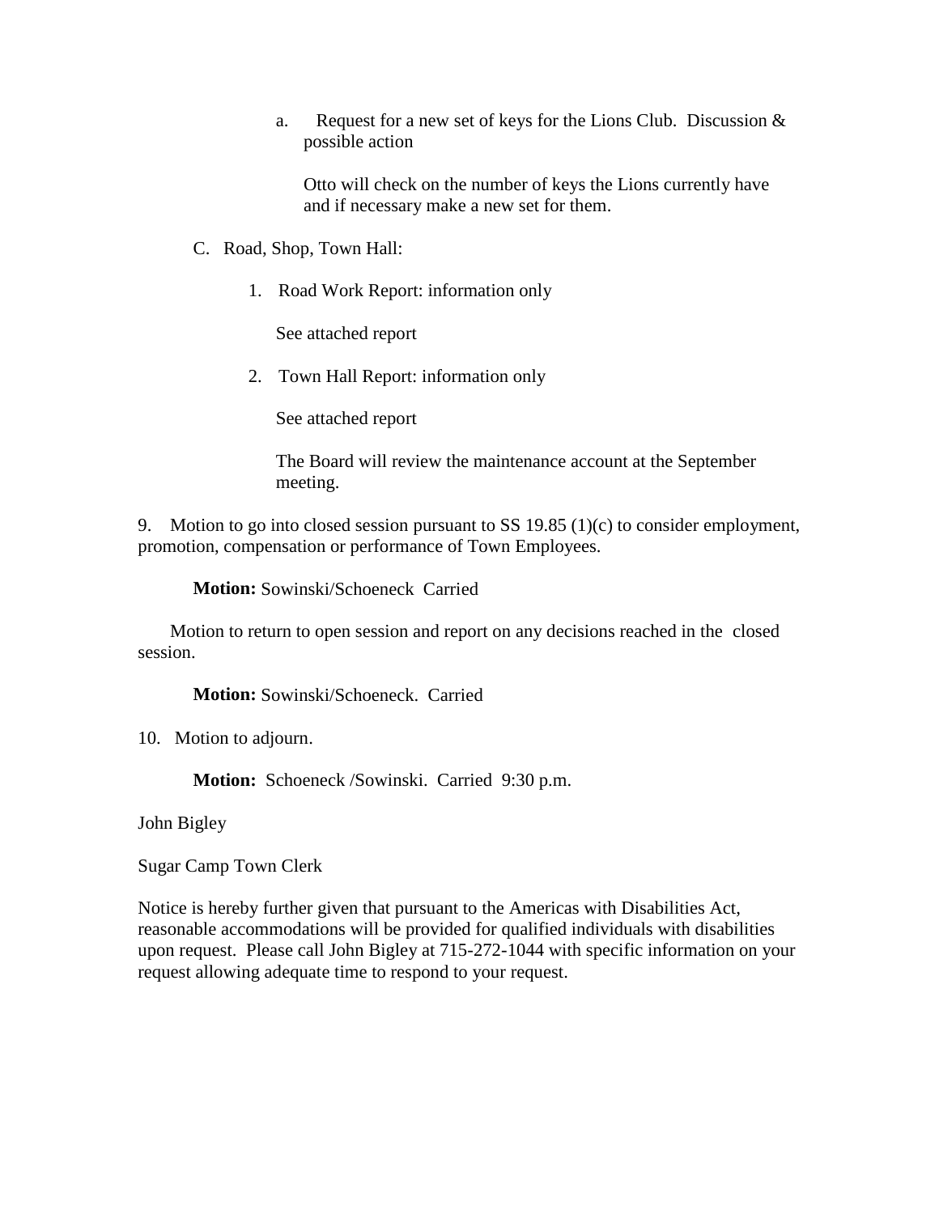a. Request for a new set of keys for the Lions Club. Discussion & possible action

   Otto will check on the number of keys the Lions currently have and if necessary make a new set for them.

C. Road, Shop, Town Hall:

   1. Road Work Report: information only

      See attached report

   2. Town Hall Report: information only

      See attached report

      The Board will review the maintenance account at the September meeting.

9. Motion to go into closed session pursuant to SS 19.85 (1)(c) to consider employment, promotion, compensation or performance of Town Employees.

   **Motion:** Sowinski/Schoeneck Carried

   Motion to return to open session and report on any decisions reached in the closed session.

   **Motion:** Sowinski/Schoeneck. Carried

10. Motion to adjourn.

   **Motion:** Schoeneck /Sowinski. Carried 9:30 p.m.

John Bigley

Sugar Camp Town Clerk

Notice is hereby further given that pursuant to the Americas with Disabilities Act, reasonable accommodations will be provided for qualified individuals with disabilities upon request. Please call John Bigley at 715-272-1044 with specific information on your request allowing adequate time to respond to your request.